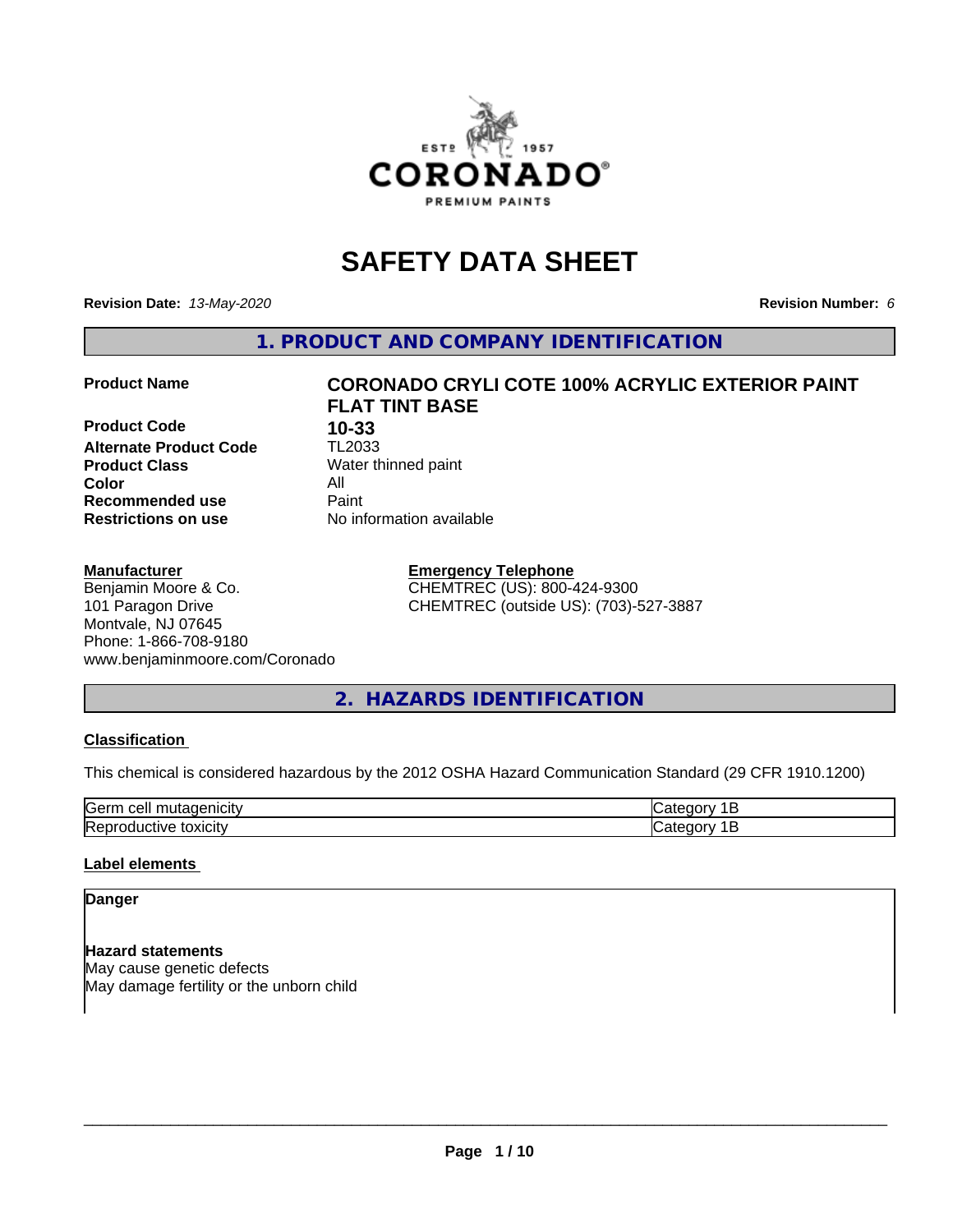# SAFETY DATA SHEET

**Revision Date:** *13-May-2020* **Revision Number:** *6*

## 1. PRODUCT AND COMPANY IDENTIFICATION

| | |
|---|---|
| **Product Name** | **CORONADO CRYLI COTE 100% ACRYLIC EXTERIOR PAINT FLAT TINT BASE** |
| **Product Code** | **10-33** |
| **Alternate Product Code** | TL2033 |
| **Product Class** | Water thinned paint |
| **Color** | All |
| **Recommended use** | Paint |
| **Restrictions on use** | No information available |

**Manufacturer**
Benjamin Moore & Co.
101 Paragon Drive
Montvale, NJ 07645
Phone: 1-866-708-9180
www.benjaminmoore.com/Coronado

**Emergency Telephone**
CHEMTREC (US): 800-424-9300
CHEMTREC (outside US): (703)-527-3887

## 2. HAZARDS IDENTIFICATION

### Classification

This chemical is considered hazardous by the 2012 OSHA Hazard Communication Standard (29 CFR 1910.1200)

| | |
|---|---|
| Germ cell mutagenicity | Category 1B |
| Reproductive toxicity | Category 1B |

### Label elements

**Danger**

**Hazard statements**
May cause genetic defects
May damage fertility or the unborn child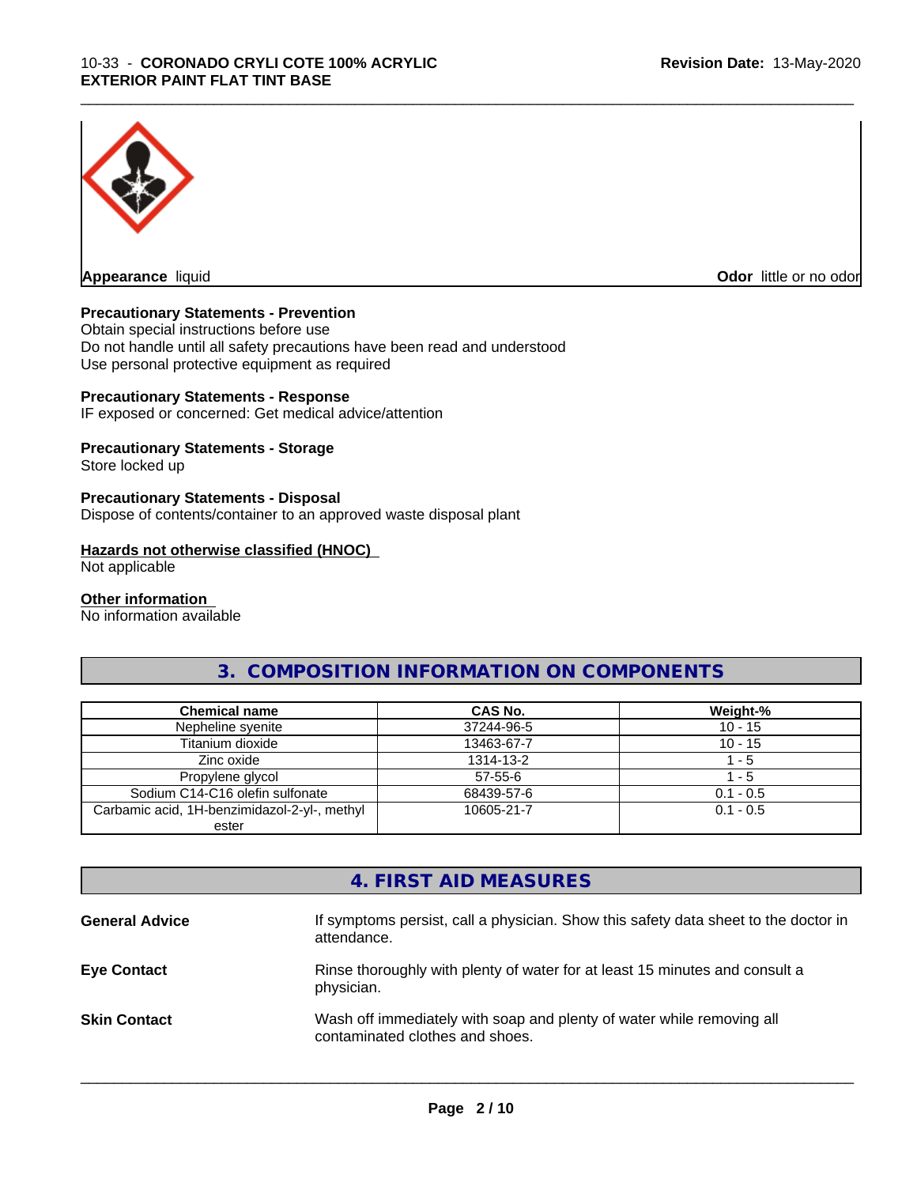**Appearance** liquid

**Odor** little or no odor

**Precautionary Statements - Prevention**
Obtain special instructions before use
Do not handle until all safety precautions have been read and understood
Use personal protective equipment as required

**Precautionary Statements - Response**
IF exposed or concerned: Get medical advice/attention

**Precautionary Statements - Storage**
Store locked up

**Precautionary Statements - Disposal**
Dispose of contents/container to an approved waste disposal plant

**Hazards not otherwise classified (HNOC)**
Not applicable

**Other information**
No information available

## 3. COMPOSITION INFORMATION ON COMPONENTS

| Chemical name | CAS No. | Weight-% |
|---|---|---|
| Nepheline syenite | 37244-96-5 | 10 - 15 |
| Titanium dioxide | 13463-67-7 | 10 - 15 |
| Zinc oxide | 1314-13-2 | 1 - 5 |
| Propylene glycol | 57-55-6 | 1 - 5 |
| Sodium C14-C16 olefin sulfonate | 68439-57-6 | 0.1 - 0.5 |
| Carbamic acid, 1H-benzimidazol-2-yl-, methyl ester | 10605-21-7 | 0.1 - 0.5 |

## 4. FIRST AID MEASURES

**General Advice** If symptoms persist, call a physician. Show this safety data sheet to the doctor in attendance.

**Eye Contact** Rinse thoroughly with plenty of water for at least 15 minutes and consult a physician.

**Skin Contact** Wash off immediately with soap and plenty of water while removing all contaminated clothes and shoes.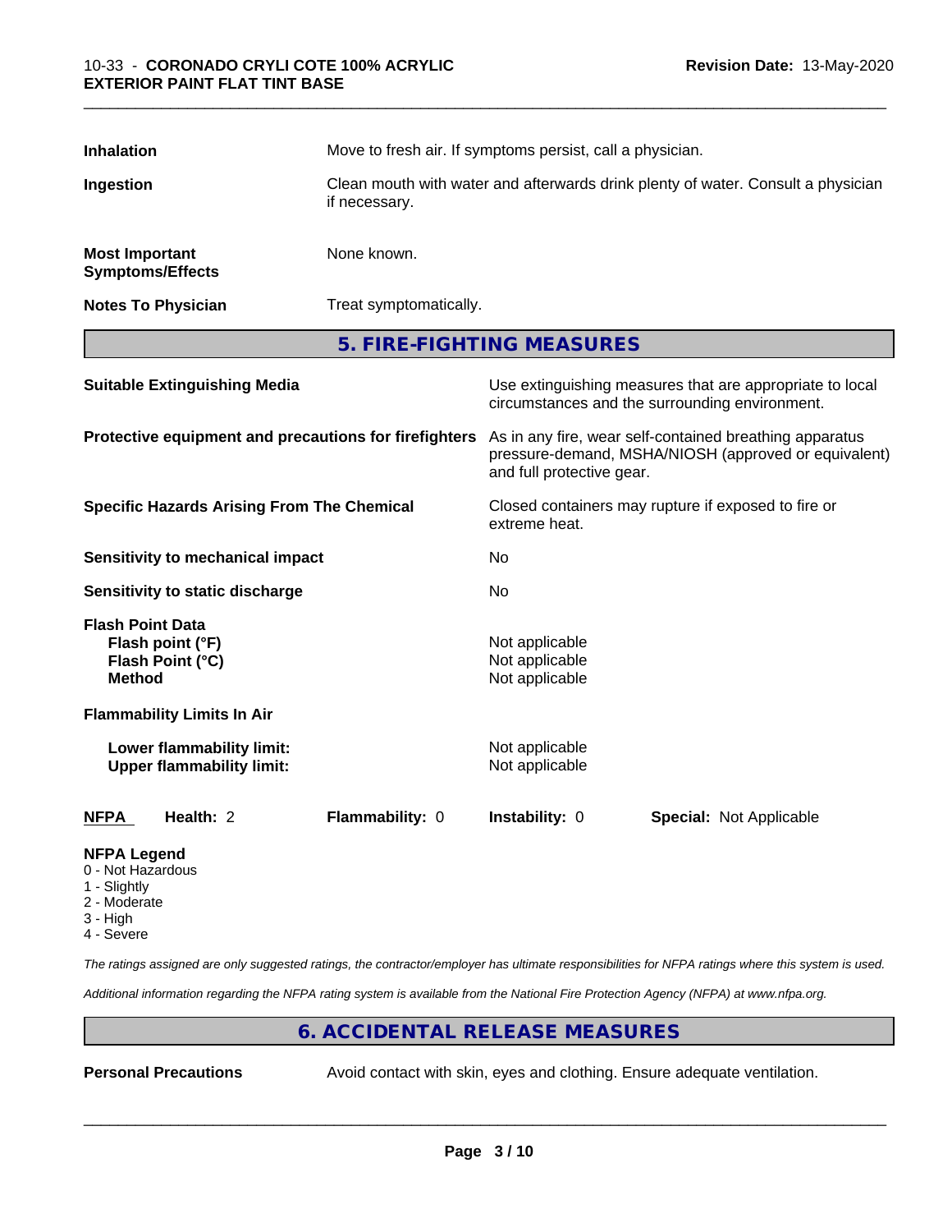**Inhalation** Move to fresh air. If symptoms persist, call a physician.

**Ingestion** Clean mouth with water and afterwards drink plenty of water. Consult a physician if necessary.

**Most Important Symptoms/Effects** None known.

**Notes To Physician** Treat symptomatically.

## 5. FIRE-FIGHTING MEASURES

**Suitable Extinguishing Media** Use extinguishing measures that are appropriate to local circumstances and the surrounding environment.

**Protective equipment and precautions for firefighters** As in any fire, wear self-contained breathing apparatus pressure-demand, MSHA/NIOSH (approved or equivalent) and full protective gear.

**Specific Hazards Arising From The Chemical** Closed containers may rupture if exposed to fire or extreme heat.

**Sensitivity to mechanical impact** No

**Sensitivity to static discharge** No

**Flash Point Data**
**Flash point (°F)** Not applicable
**Flash Point (°C)** Not applicable
**Method** Not applicable

**Flammability Limits In Air**

**Lower flammability limit:** Not applicable
**Upper flammability limit:** Not applicable

| NFPA | Health: 2 | Flammability: 0 | Instability: 0 | Special: Not Applicable |
|---|---|---|---|---|

**NFPA Legend**
0 - Not Hazardous
1 - Slightly
2 - Moderate
3 - High
4 - Severe

*The ratings assigned are only suggested ratings, the contractor/employer has ultimate responsibilities for NFPA ratings where this system is used.*

*Additional information regarding the NFPA rating system is available from the National Fire Protection Agency (NFPA) at www.nfpa.org.*

## 6. ACCIDENTAL RELEASE MEASURES

**Personal Precautions** Avoid contact with skin, eyes and clothing. Ensure adequate ventilation.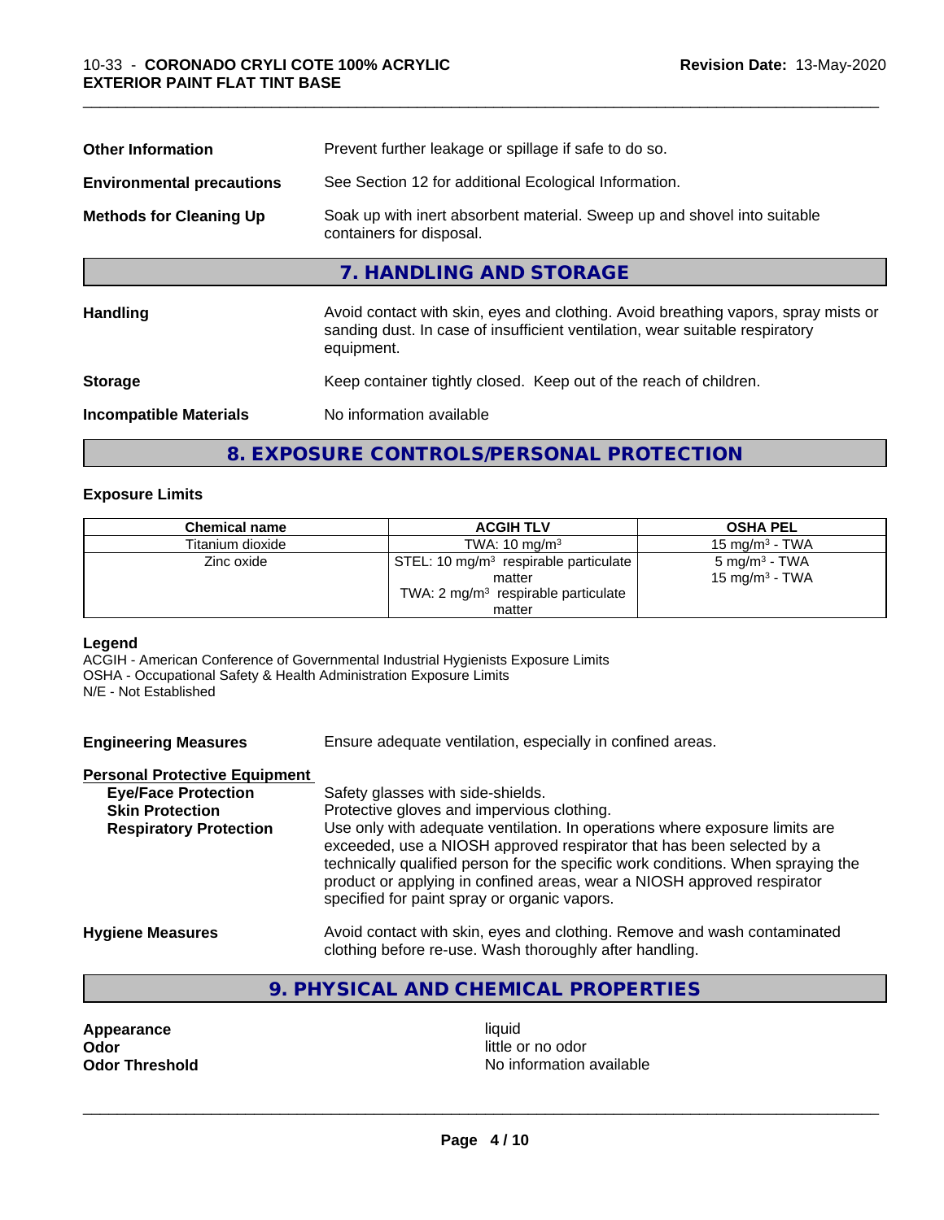| | |
|---|---|
| **Other Information** | Prevent further leakage or spillage if safe to do so. |
| **Environmental precautions** | See Section 12 for additional Ecological Information. |
| **Methods for Cleaning Up** | Soak up with inert absorbent material. Sweep up and shovel into suitable containers for disposal. |

## 7. HANDLING AND STORAGE

| | |
|---|---|
| **Handling** | Avoid contact with skin, eyes and clothing. Avoid breathing vapors, spray mists or sanding dust. In case of insufficient ventilation, wear suitable respiratory equipment. |
| **Storage** | Keep container tightly closed. Keep out of the reach of children. |
| **Incompatible Materials** | No information available |

## 8. EXPOSURE CONTROLS/PERSONAL PROTECTION

### Exposure Limits

| Chemical name | ACGIH TLV | OSHA PEL |
|---|---|---|
| Titanium dioxide | TWA: 10 mg/m$^3$ | 15 mg/m$^3$ - TWA |
| Zinc oxide | STEL: 10 mg/m$^3$ respirable particulate matter<br>TWA: 2 mg/m$^3$ respirable particulate matter | 5 mg/m$^3$ - TWA<br>15 mg/m$^3$ - TWA |

**Legend**

ACGIH - American Conference of Governmental Industrial Hygienists Exposure Limits
OSHA - Occupational Safety & Health Administration Exposure Limits
N/E - Not Established

| | |
|---|---|
| **Engineering Measures** | Ensure adequate ventilation, especially in confined areas. |

**Personal Protective Equipment**

| | |
|---|---|
| **Eye/Face Protection** | Safety glasses with side-shields. |
| **Skin Protection** | Protective gloves and impervious clothing. |
| **Respiratory Protection** | Use only with adequate ventilation. In operations where exposure limits are exceeded, use a NIOSH approved respirator that has been selected by a technically qualified person for the specific work conditions. When spraying the product or applying in confined areas, wear a NIOSH approved respirator specified for paint spray or organic vapors. |
| **Hygiene Measures** | Avoid contact with skin, eyes and clothing. Remove and wash contaminated clothing before re-use. Wash thoroughly after handling. |

## 9. PHYSICAL AND CHEMICAL PROPERTIES

| | |
|---|---|
| **Appearance** | liquid |
| **Odor** | little or no odor |
| **Odor Threshold** | No information available |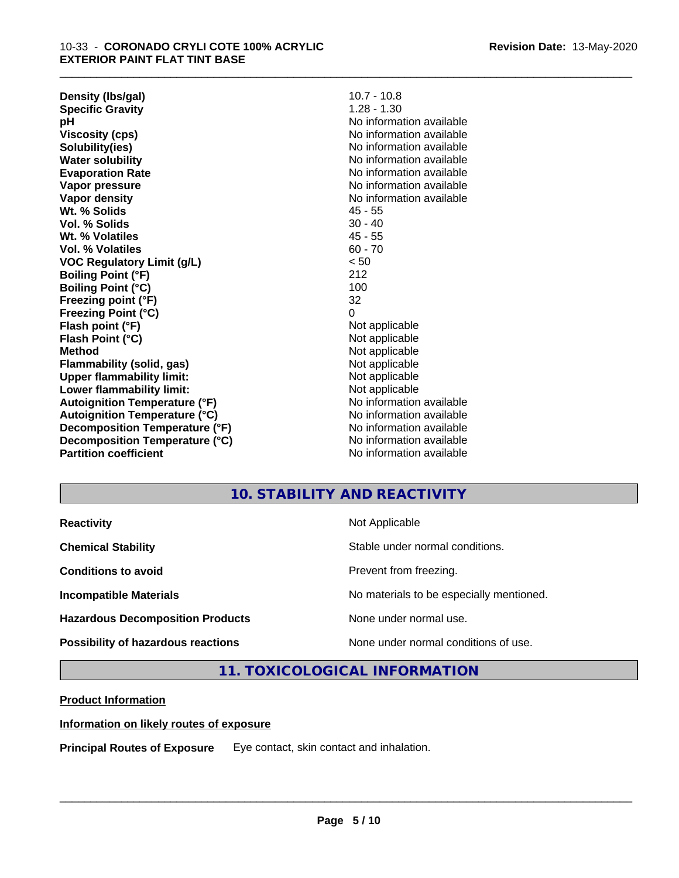| | |
|---|---|
| **Density (lbs/gal)** | 10.7 - 10.8 |
| **Specific Gravity** | 1.28 - 1.30 |
| **pH** | No information available |
| **Viscosity (cps)** | No information available |
| **Solubility(ies)** | No information available |
| **Water solubility** | No information available |
| **Evaporation Rate** | No information available |
| **Vapor pressure** | No information available |
| **Vapor density** | No information available |
| **Wt. % Solids** | 45 - 55 |
| **Vol. % Solids** | 30 - 40 |
| **Wt. % Volatiles** | 45 - 55 |
| **Vol. % Volatiles** | 60 - 70 |
| **VOC Regulatory Limit (g/L)** | < 50 |
| **Boiling Point (°F)** | 212 |
| **Boiling Point (°C)** | 100 |
| **Freezing point (°F)** | 32 |
| **Freezing Point (°C)** | 0 |
| **Flash point (°F)** | Not applicable |
| **Flash Point (°C)** | Not applicable |
| **Method** | Not applicable |
| **Flammability (solid, gas)** | Not applicable |
| **Upper flammability limit:** | Not applicable |
| **Lower flammability limit:** | Not applicable |
| **Autoignition Temperature (°F)** | No information available |
| **Autoignition Temperature (°C)** | No information available |
| **Decomposition Temperature (°F)** | No information available |
| **Decomposition Temperature (°C)** | No information available |
| **Partition coefficient** | No information available |

## 10. STABILITY AND REACTIVITY

| | |
|---|---|
| **Reactivity** | Not Applicable |
| **Chemical Stability** | Stable under normal conditions. |
| **Conditions to avoid** | Prevent from freezing. |
| **Incompatible Materials** | No materials to be especially mentioned. |
| **Hazardous Decomposition Products** | None under normal use. |
| **Possibility of hazardous reactions** | None under normal conditions of use. |

## 11. TOXICOLOGICAL INFORMATION

**Product Information**

**Information on likely routes of exposure**

**Principal Routes of Exposure** Eye contact, skin contact and inhalation.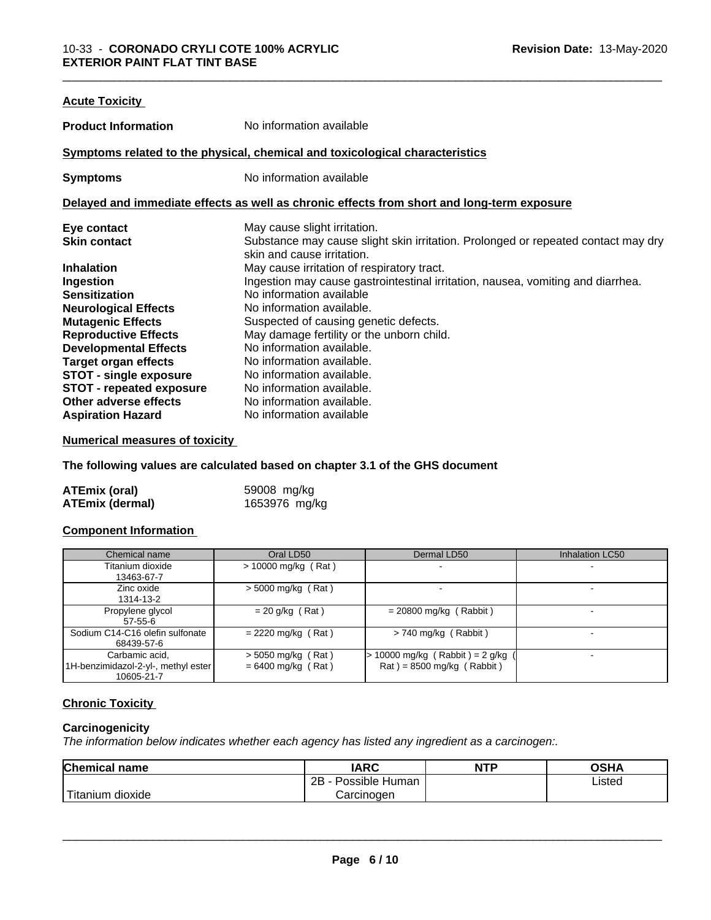**Acute Toxicity**

**Product Information** No information available

**Symptoms related to the physical, chemical and toxicological characteristics**

**Symptoms** No information available

**Delayed and immediate effects as well as chronic effects from short and long-term exposure**

| | |
|---|---|
| **Eye contact** | May cause slight irritation. |
| **Skin contact** | Substance may cause slight skin irritation. Prolonged or repeated contact may dry skin and cause irritation. |
| **Inhalation** | May cause irritation of respiratory tract. |
| **Ingestion** | Ingestion may cause gastrointestinal irritation, nausea, vomiting and diarrhea. |
| **Sensitization** | No information available |
| **Neurological Effects** | No information available. |
| **Mutagenic Effects** | Suspected of causing genetic defects. |
| **Reproductive Effects** | May damage fertility or the unborn child. |
| **Developmental Effects** | No information available. |
| **Target organ effects** | No information available. |
| **STOT - single exposure** | No information available. |
| **STOT - repeated exposure** | No information available. |
| **Other adverse effects** | No information available. |
| **Aspiration Hazard** | No information available |

**Numerical measures of toxicity**

**The following values are calculated based on chapter 3.1 of the GHS document**

| | |
|---|---|
| **ATEmix (oral)** | 59008 mg/kg |
| **ATEmix (dermal)** | 1653976 mg/kg |

**Component Information**

| Chemical name | Oral LD50 | Dermal LD50 | Inhalation LC50 |
|---|---|---|---|
| Titanium dioxide 13463-67-7 | > 10000 mg/kg ( Rat ) | - | - |
| Zinc oxide 1314-13-2 | > 5000 mg/kg ( Rat ) | - | - |
| Propylene glycol 57-55-6 | = 20 g/kg ( Rat ) | = 20800 mg/kg ( Rabbit ) | - |
| Sodium C14-C16 olefin sulfonate 68439-57-6 | = 2220 mg/kg ( Rat ) | > 740 mg/kg ( Rabbit ) | - |
| Carbamic acid, 1H-benzimidazol-2-yl-, methyl ester 10605-21-7 | > 5050 mg/kg ( Rat ) = 6400 mg/kg ( Rat ) | > 10000 mg/kg ( Rabbit ) = 2 g/kg ( Rat ) = 8500 mg/kg ( Rabbit ) | - |

**Chronic Toxicity**

**Carcinogenicity**

*The information below indicates whether each agency has listed any ingredient as a carcinogen:.*

| Chemical name | IARC | NTP | OSHA |
|---|---|---|---|
| Titanium dioxide | 2B - Possible Human Carcinogen | | Listed |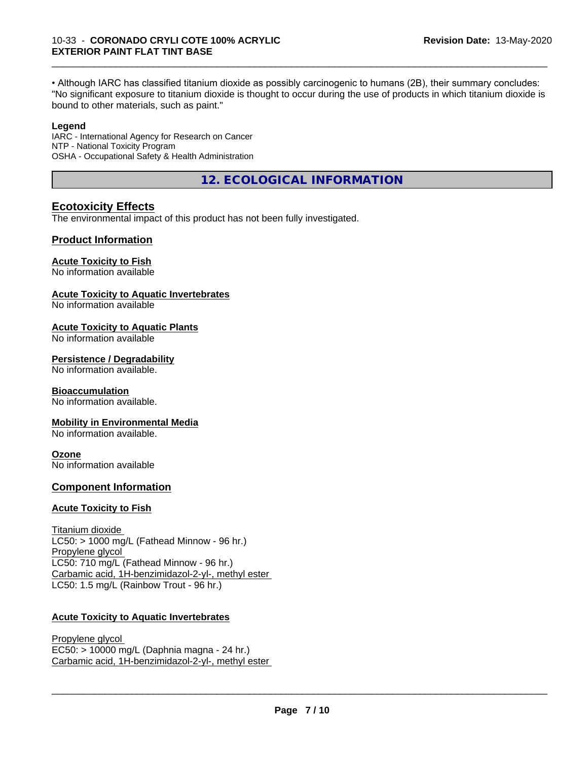• Although IARC has classified titanium dioxide as possibly carcinogenic to humans (2B), their summary concludes: "No significant exposure to titanium dioxide is thought to occur during the use of products in which titanium dioxide is bound to other materials, such as paint."

**Legend**

IARC - International Agency for Research on Cancer
NTP - National Toxicity Program
OSHA - Occupational Safety & Health Administration

## 12. ECOLOGICAL INFORMATION

### Ecotoxicity Effects

The environmental impact of this product has not been fully investigated.

### Product Information

**Acute Toxicity to Fish**
No information available

**Acute Toxicity to Aquatic Invertebrates**
No information available

**Acute Toxicity to Aquatic Plants**
No information available

**Persistence / Degradability**
No information available.

**Bioaccumulation**
No information available.

**Mobility in Environmental Media**
No information available.

**Ozone**
No information available

### Component Information

**Acute Toxicity to Fish**

Titanium dioxide
LC50: > 1000 mg/L (Fathead Minnow - 96 hr.)
Propylene glycol
LC50: 710 mg/L (Fathead Minnow - 96 hr.)
Carbamic acid, 1H-benzimidazol-2-yl-, methyl ester
LC50: 1.5 mg/L (Rainbow Trout - 96 hr.)

**Acute Toxicity to Aquatic Invertebrates**

Propylene glycol
EC50: > 10000 mg/L (Daphnia magna - 24 hr.)
Carbamic acid, 1H-benzimidazol-2-yl-, methyl ester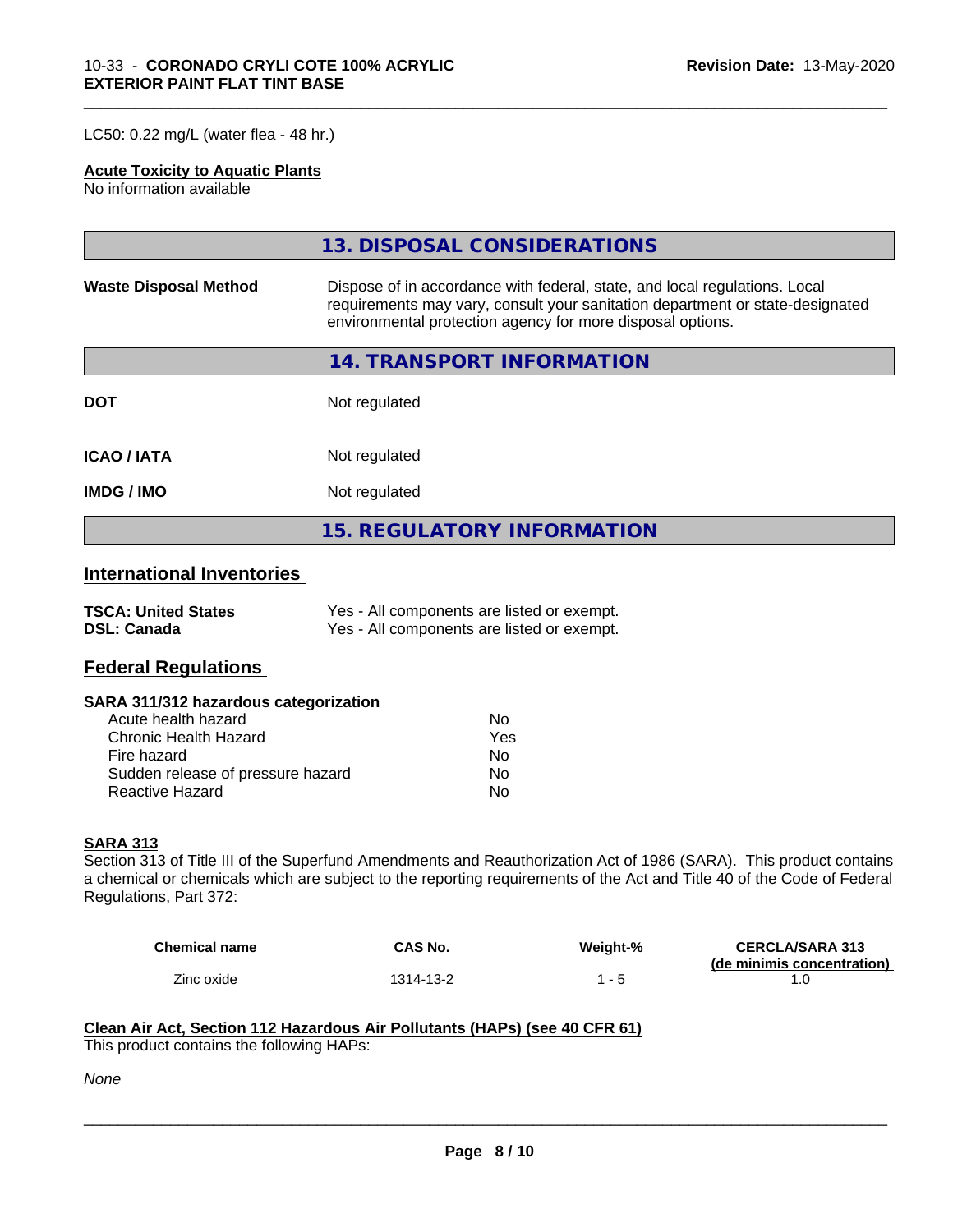LC50: 0.22 mg/L (water flea - 48 hr.)

**Acute Toxicity to Aquatic Plants**
No information available

## 13. DISPOSAL CONSIDERATIONS

| | |
|---|---|
| **Waste Disposal Method** | Dispose of in accordance with federal, state, and local regulations. Local requirements may vary, consult your sanitation department or state-designated environmental protection agency for more disposal options. |

## 14. TRANSPORT INFORMATION

| | |
|---|---|
| **DOT** | Not regulated |
| **ICAO / IATA** | Not regulated |
| **IMDG / IMO** | Not regulated |

## 15. REGULATORY INFORMATION

### International Inventories

| | |
|---|---|
| **TSCA: United States** | Yes - All components are listed or exempt. |
| **DSL: Canada** | Yes - All components are listed or exempt. |

### Federal Regulations

**SARA 311/312 hazardous categorization**

| | |
|---|---|
| Acute health hazard | No |
| Chronic Health Hazard | Yes |
| Fire hazard | No |
| Sudden release of pressure hazard | No |
| Reactive Hazard | No |

**SARA 313**
Section 313 of Title III of the Superfund Amendments and Reauthorization Act of 1986 (SARA). This product contains a chemical or chemicals which are subject to the reporting requirements of the Act and Title 40 of the Code of Federal Regulations, Part 372:

| Chemical name | CAS No. | Weight-% | CERCLA/SARA 313 (de minimis concentration) |
|---|---|---|---|
| Zinc oxide | 1314-13-2 | 1 - 5 | 1.0 |

**Clean Air Act, Section 112 Hazardous Air Pollutants (HAPs) (see 40 CFR 61)**
This product contains the following HAPs:

*None*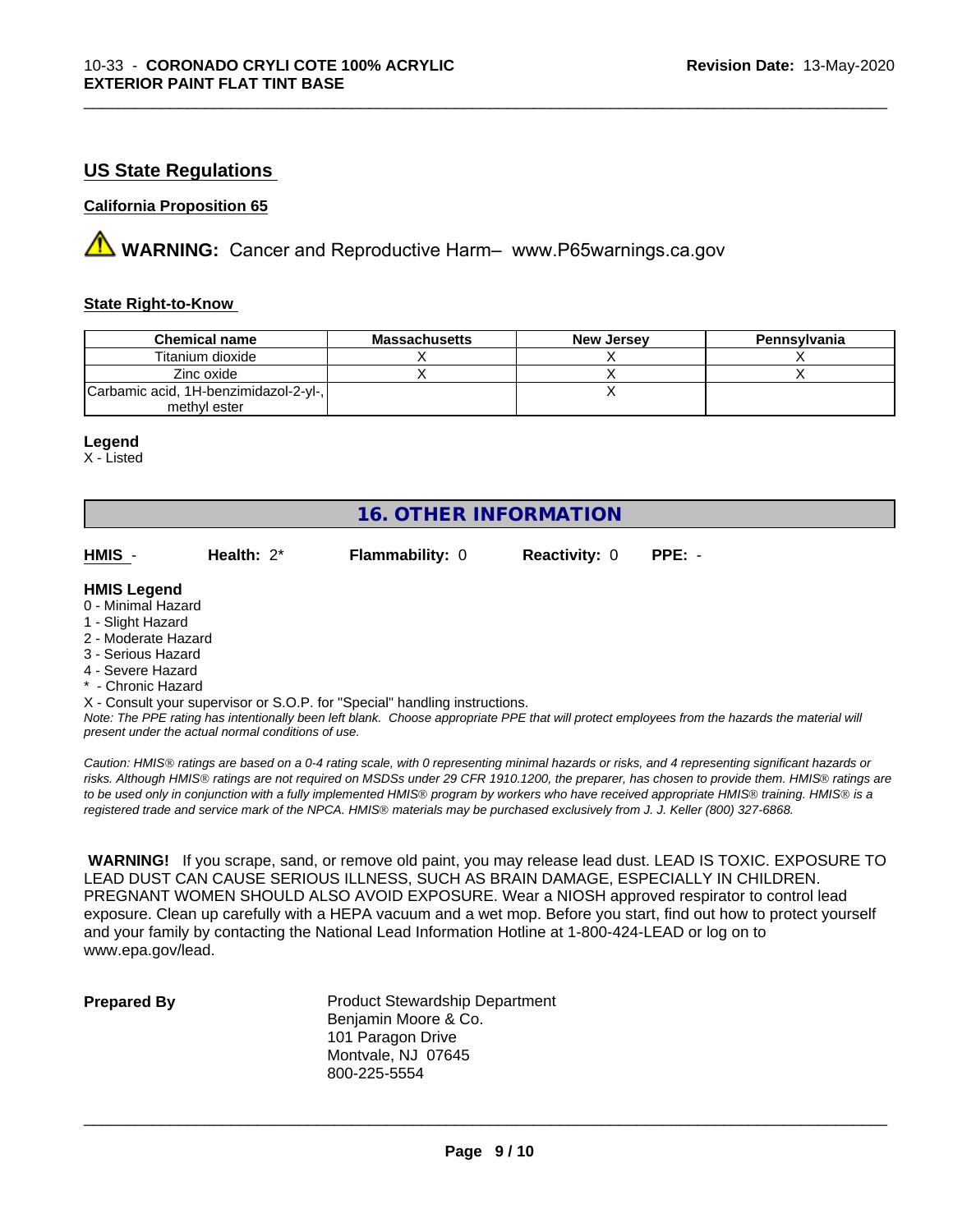## US State Regulations

### California Proposition 65

⚠ **WARNING:** Cancer and Reproductive Harm– www.P65warnings.ca.gov

### State Right-to-Know

| Chemical name | Massachusetts | New Jersey | Pennsylvania |
|---|---|---|---|
| Titanium dioxide | X | X | X |
| Zinc oxide | X | X | X |
| Carbamic acid, 1H-benzimidazol-2-yl-, methyl ester | | X | |

**Legend**
X - Listed

## 16. OTHER INFORMATION

**HMIS** - **Health:** 2* **Flammability:** 0 **Reactivity:** 0 **PPE:** -

**HMIS Legend**
0 - Minimal Hazard
1 - Slight Hazard
2 - Moderate Hazard
3 - Serious Hazard
4 - Severe Hazard
* - Chronic Hazard
X - Consult your supervisor or S.O.P. for "Special" handling instructions.
*Note: The PPE rating has intentionally been left blank. Choose appropriate PPE that will protect employees from the hazards the material will present under the actual normal conditions of use.*

*Caution: HMIS® ratings are based on a 0-4 rating scale, with 0 representing minimal hazards or risks, and 4 representing significant hazards or risks. Although HMIS® ratings are not required on MSDSs under 29 CFR 1910.1200, the preparer, has chosen to provide them. HMIS® ratings are to be used only in conjunction with a fully implemented HMIS® program by workers who have received appropriate HMIS® training. HMIS® is a registered trade and service mark of the NPCA. HMIS® materials may be purchased exclusively from J. J. Keller (800) 327-6868.*

**WARNING!** If you scrape, sand, or remove old paint, you may release lead dust. LEAD IS TOXIC. EXPOSURE TO LEAD DUST CAN CAUSE SERIOUS ILLNESS, SUCH AS BRAIN DAMAGE, ESPECIALLY IN CHILDREN. PREGNANT WOMEN SHOULD ALSO AVOID EXPOSURE. Wear a NIOSH approved respirator to control lead exposure. Clean up carefully with a HEPA vacuum and a wet mop. Before you start, find out how to protect yourself and your family by contacting the National Lead Information Hotline at 1-800-424-LEAD or log on to www.epa.gov/lead.

**Prepared By**

Product Stewardship Department
Benjamin Moore & Co.
101 Paragon Drive
Montvale, NJ 07645
800-225-5554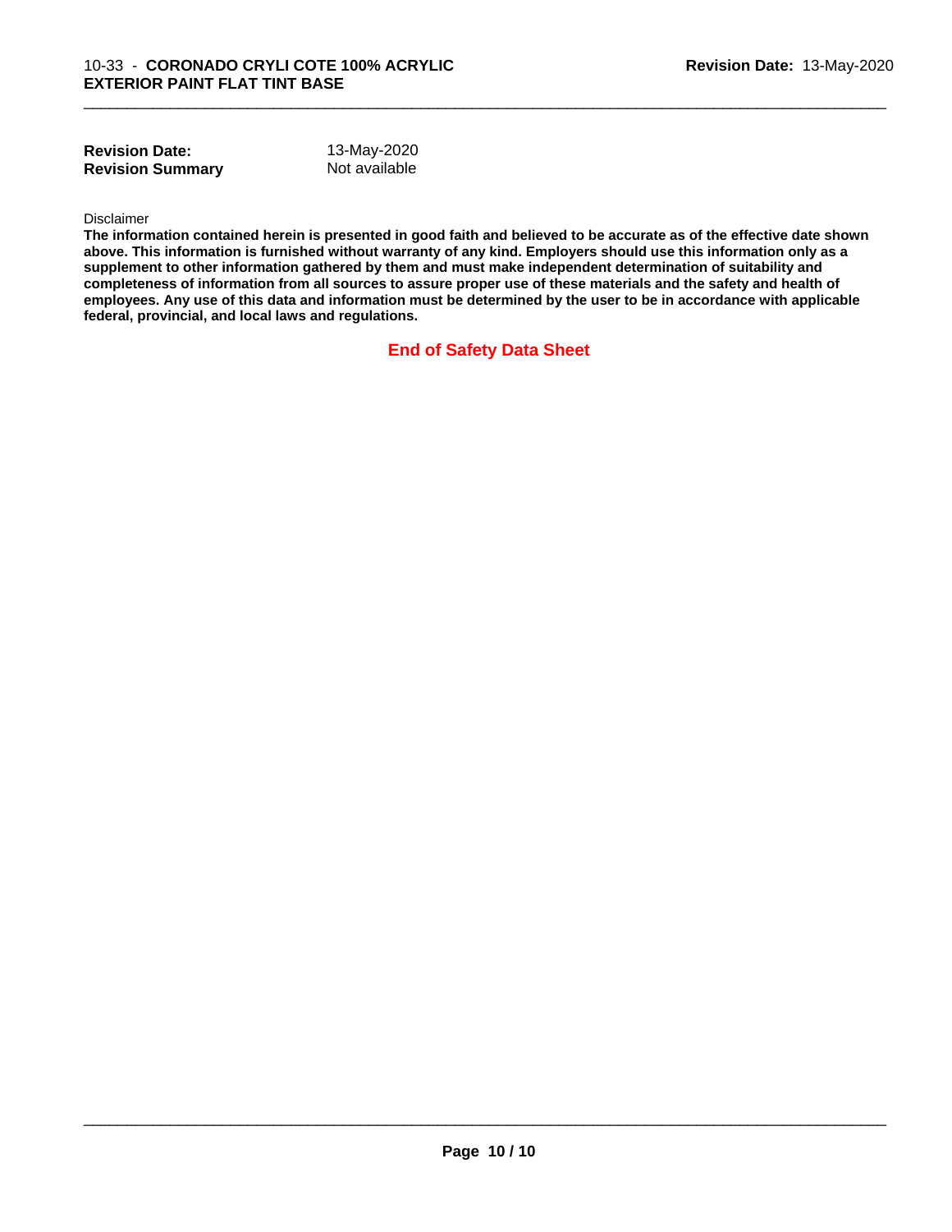| | |
|---|---|
| **Revision Date:** | 13-May-2020 |
| **Revision Summary** | Not available |

Disclaimer

**The information contained herein is presented in good faith and believed to be accurate as of the effective date shown above. This information is furnished without warranty of any kind. Employers should use this information only as a supplement to other information gathered by them and must make independent determination of suitability and completeness of information from all sources to assure proper use of these materials and the safety and health of employees. Any use of this data and information must be determined by the user to be in accordance with applicable federal, provincial, and local laws and regulations.**

**End of Safety Data Sheet**